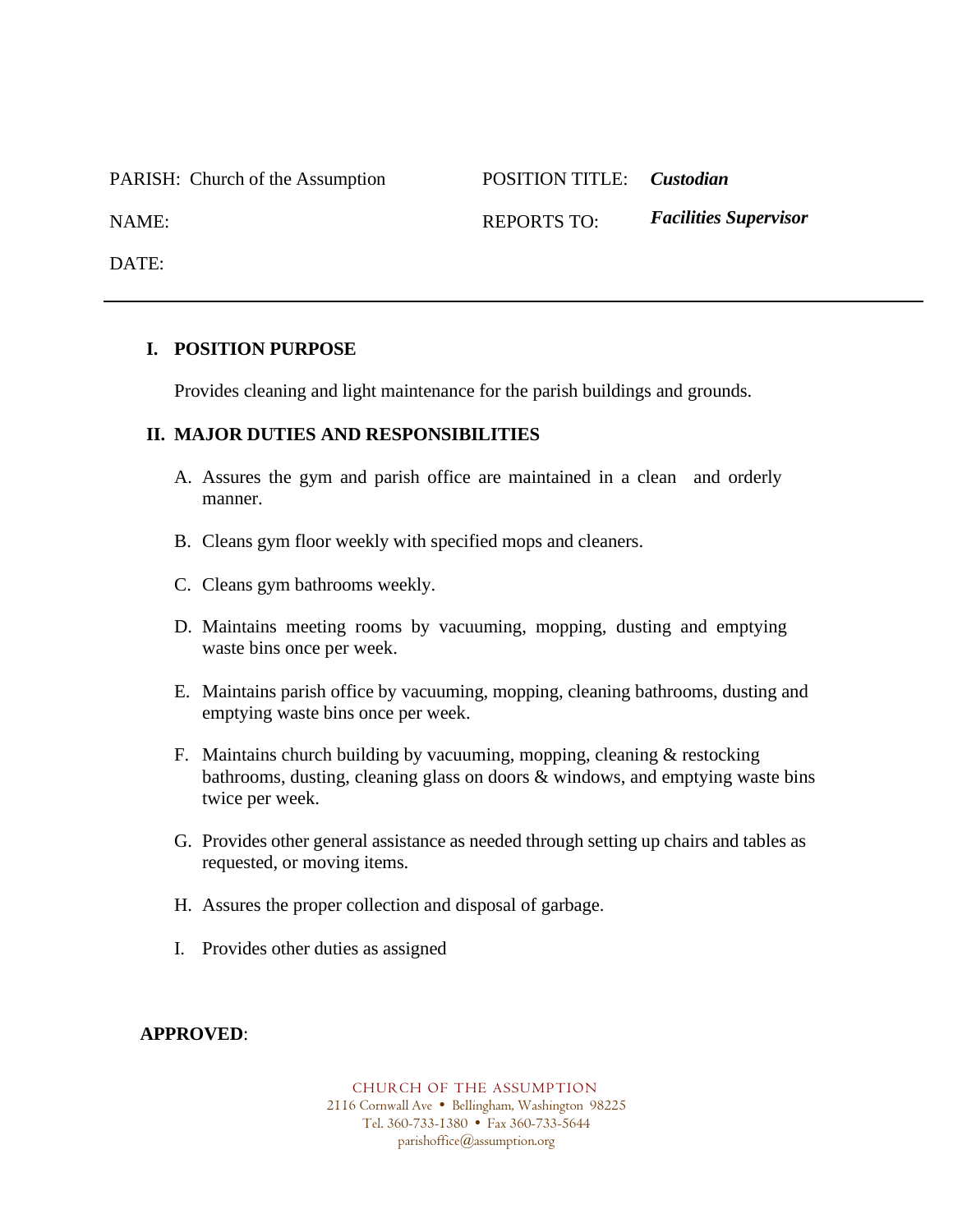| PARISH: Church of the Assumption | POSITION TITLE: | ***Custodian*** |
|---|---|---|
| NAME: | REPORTS TO: | ***Facilities Supervisor*** |
| DATE: | | |

---

## I. POSITION PURPOSE

Provides cleaning and light maintenance for the parish buildings and grounds.

## II. MAJOR DUTIES AND RESPONSIBILITIES

A. Assures the gym and parish office are maintained in a clean and orderly manner.

B. Cleans gym floor weekly with specified mops and cleaners.

C. Cleans gym bathrooms weekly.

D. Maintains meeting rooms by vacuuming, mopping, dusting and emptying waste bins once per week.

E. Maintains parish office by vacuuming, mopping, cleaning bathrooms, dusting and emptying waste bins once per week.

F. Maintains church building by vacuuming, mopping, cleaning & restocking bathrooms, dusting, cleaning glass on doors & windows, and emptying waste bins twice per week.

G. Provides other general assistance as needed through setting up chairs and tables as requested, or moving items.

H. Assures the proper collection and disposal of garbage.

I. Provides other duties as assigned

**APPROVED**:

CHURCH OF THE ASSUMPTION
2116 Cornwall Ave • Bellingham, Washington 98225
Tel. 360-733-1380 • Fax 360-733-5644
parishoffice@assumption.org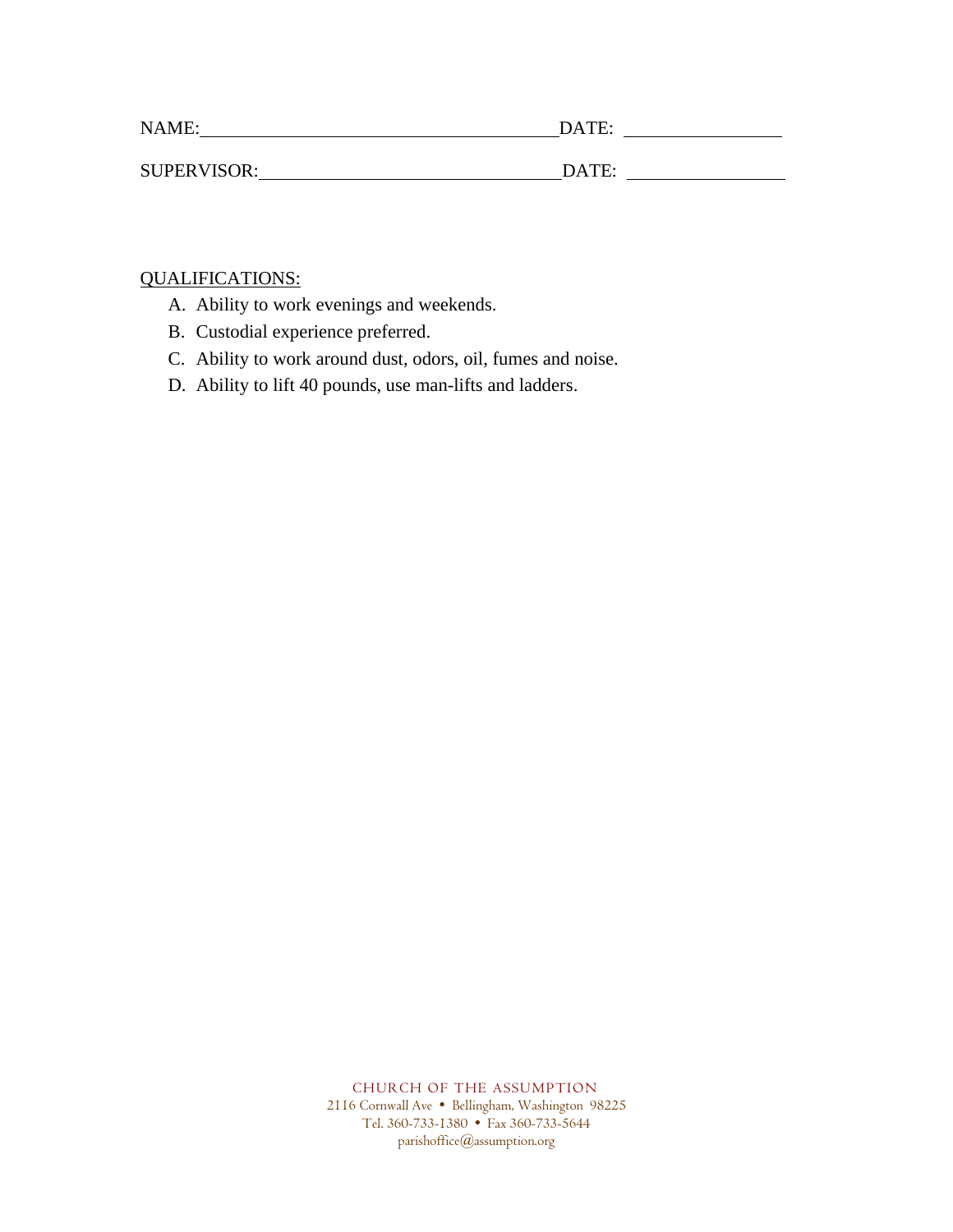NAME: ______________________________ DATE: ______________

SUPERVISOR: __________________________ DATE: ______________

<u>QUALIFICATIONS:</u>

A. Ability to work evenings and weekends.
B. Custodial experience preferred.
C. Ability to work around dust, odors, oil, fumes and noise.
D. Ability to lift 40 pounds, use man-lifts and ladders.